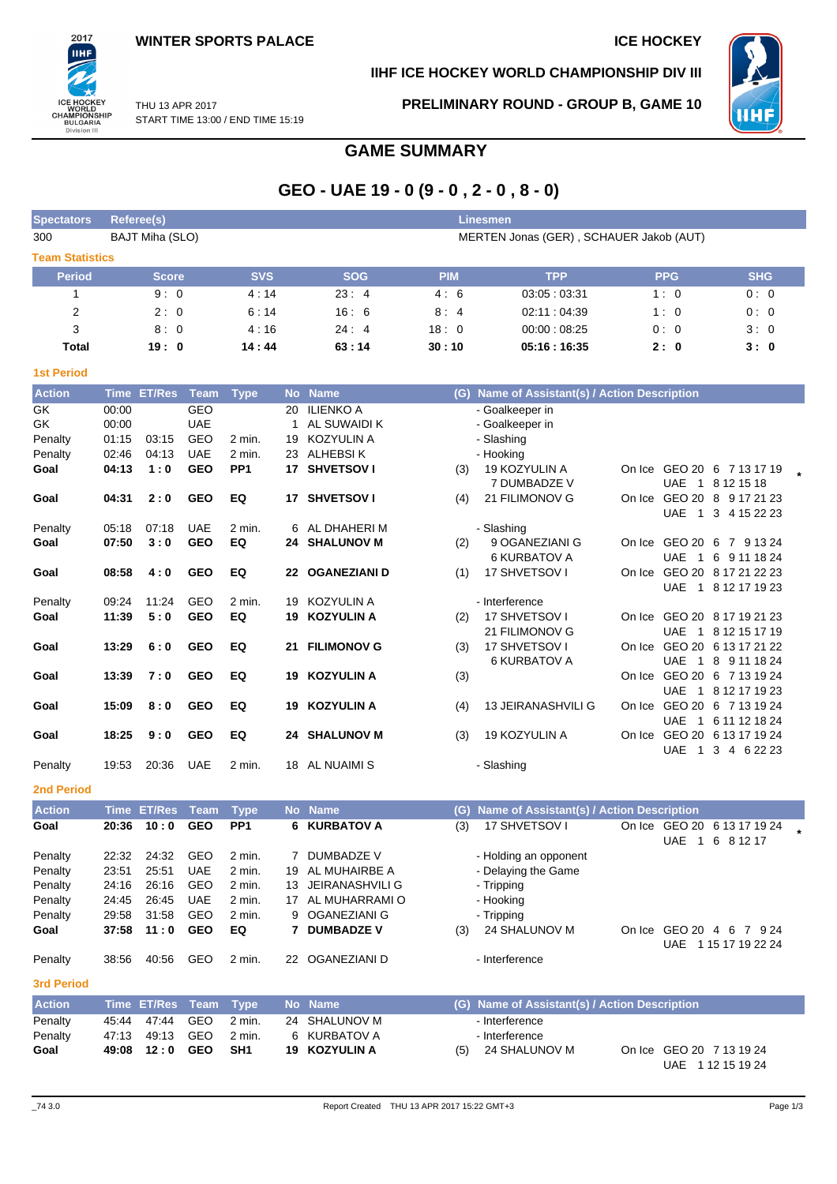WINTER SPORTS PALACE

ICE HOCKEY

IIHF ICE HOCKEY WORLD CHAMPIONSHIP DIV III

THU 13 APR 2017
START TIME 13:00 / END TIME 15:19

PRELIMINARY ROUND - GROUP B, GAME 10

# GAME SUMMARY

## GEO - UAE 19 - 0 (9 - 0 , 2 - 0 , 8 - 0)

| Spectators | Referee(s) | Linesmen |
|---|---|---|
| 300 | BAJT Miha (SLO) | MERTEN Jonas (GER) , SCHAUER Jakob (AUT) |

### Team Statistics

| Period | Score | SVS | SOG | PIM | TPP | PPG | SHG |
|---|---|---|---|---|---|---|---|
| 1 | 9 : 0 | 4 : 14 | 23 : 4 | 4 : 6 | 03:05 : 03:31 | 1 : 0 | 0 : 0 |
| 2 | 2 : 0 | 6 : 14 | 16 : 6 | 8 : 4 | 02:11 : 04:39 | 1 : 0 | 0 : 0 |
| 3 | 8 : 0 | 4 : 16 | 24 : 4 | 18 : 0 | 00:00 : 08:25 | 0 : 0 | 3 : 0 |
| **Total** | **19 : 0** | **14 : 44** | **63 : 14** | **30 : 10** | **05:16 : 16:35** | **2 : 0** | **3 : 0** |

### 1st Period

| Action | Time | ET/Res | Team | Type | No | Name | (G) | Name of Assistant(s) / Action Description | On Ice |
|---|---|---|---|---|---|---|---|---|---|
| GK | 00:00 | | GEO | | 20 | ILIENKO A | | - Goalkeeper in | |
| GK | 00:00 | | UAE | | 1 | AL SUWAIDI K | | - Goalkeeper in | |
| Penalty | 01:15 | 03:15 | GEO | 2 min. | 19 | KOZYULIN A | | - Slashing | |
| Penalty | 02:46 | 04:13 | UAE | 2 min. | 23 | ALHEBSI K | | - Hooking | |
| **Goal** | **04:13** | **1 : 0** | **GEO** | **PP1** | **17** | **SHVETSOV I** | (3) | 19 KOZYULIN A<br>7 DUMBADZE V | GEO 20 6 7 13 17 19<br>UAE 1 8 12 15 18 * |
| **Goal** | **04:31** | **2 : 0** | **GEO** | **EQ** | **17** | **SHVETSOV I** | (4) | 21 FILIMONOV G | GEO 20 8 9 17 21 23<br>UAE 1 3 4 15 22 23 |
| Penalty | 05:18 | 07:18 | UAE | 2 min. | 6 | AL DHAHERI M | | - Slashing | |
| **Goal** | **07:50** | **3 : 0** | **GEO** | **EQ** | **24** | **SHALUNOV M** | (2) | 9 OGANEZIANI G<br>6 KURBATOV A | GEO 20 6 7 9 13 24<br>UAE 1 6 9 11 18 24 |
| **Goal** | **08:58** | **4 : 0** | **GEO** | **EQ** | **22** | **OGANEZIANI D** | (1) | 17 SHVETSOV I | GEO 20 8 17 21 22 23<br>UAE 1 8 12 17 19 23 |
| Penalty | 09:24 | 11:24 | GEO | 2 min. | 19 | KOZYULIN A | | - Interference | |
| **Goal** | **11:39** | **5 : 0** | **GEO** | **EQ** | **19** | **KOZYULIN A** | (2) | 17 SHVETSOV I<br>21 FILIMONOV G | GEO 20 8 17 19 21 23<br>UAE 1 8 12 15 17 19 |
| **Goal** | **13:29** | **6 : 0** | **GEO** | **EQ** | **21** | **FILIMONOV G** | (3) | 17 SHVETSOV I<br>6 KURBATOV A | GEO 20 6 13 17 21 22<br>UAE 1 8 9 11 18 24 |
| **Goal** | **13:39** | **7 : 0** | **GEO** | **EQ** | **19** | **KOZYULIN A** | (3) | | GEO 20 6 7 13 19 24<br>UAE 1 8 12 17 19 23 |
| **Goal** | **15:09** | **8 : 0** | **GEO** | **EQ** | **19** | **KOZYULIN A** | (4) | 13 JEIRANASHVILI G | GEO 20 6 7 13 19 24<br>UAE 1 6 11 12 18 24 |
| **Goal** | **18:25** | **9 : 0** | **GEO** | **EQ** | **24** | **SHALUNOV M** | (3) | 19 KOZYULIN A | GEO 20 6 13 17 19 24<br>UAE 1 3 4 6 22 23 |
| Penalty | 19:53 | 20:36 | UAE | 2 min. | 18 | AL NUAIMI S | | - Slashing | |

### 2nd Period

| Action | Time | ET/Res | Team | Type | No | Name | (G) | Name of Assistant(s) / Action Description | On Ice |
|---|---|---|---|---|---|---|---|---|---|
| **Goal** | **20:36** | **10 : 0** | **GEO** | **PP1** | **6** | **KURBATOV A** | (3) | 17 SHVETSOV I | GEO 20 6 13 17 19 24<br>UAE 1 6 8 12 17 * |
| Penalty | 22:32 | 24:32 | GEO | 2 min. | 7 | DUMBADZE V | | - Holding an opponent | |
| Penalty | 23:51 | 25:51 | UAE | 2 min. | 19 | AL MUHAIRBE A | | - Delaying the Game | |
| Penalty | 24:16 | 26:16 | GEO | 2 min. | 13 | JEIRANASHVILI G | | - Tripping | |
| Penalty | 24:45 | 26:45 | UAE | 2 min. | 17 | AL MUHARRAMI O | | - Hooking | |
| Penalty | 29:58 | 31:58 | GEO | 2 min. | 9 | OGANEZIANI G | | - Tripping | |
| **Goal** | **37:58** | **11 : 0** | **GEO** | **EQ** | **7** | **DUMBADZE V** | (3) | 24 SHALUNOV M | GEO 20 4 6 7 9 24<br>UAE 1 15 17 19 22 24 |
| Penalty | 38:56 | 40:56 | GEO | 2 min. | 22 | OGANEZIANI D | | - Interference | |

### 3rd Period

| Action | Time | ET/Res | Team | Type | No | Name | (G) | Name of Assistant(s) / Action Description | On Ice |
|---|---|---|---|---|---|---|---|---|---|
| Penalty | 45:44 | 47:44 | GEO | 2 min. | 24 | SHALUNOV M | | - Interference | |
| Penalty | 47:13 | 49:13 | GEO | 2 min. | 6 | KURBATOV A | | - Interference | |
| **Goal** | **49:08** | **12 : 0** | **GEO** | **SH1** | **19** | **KOZYULIN A** | (5) | 24 SHALUNOV M | GEO 20 7 13 19 24<br>UAE 1 12 15 19 24 |

_74 3.0 Report Created THU 13 APR 2017 15:22 GMT+3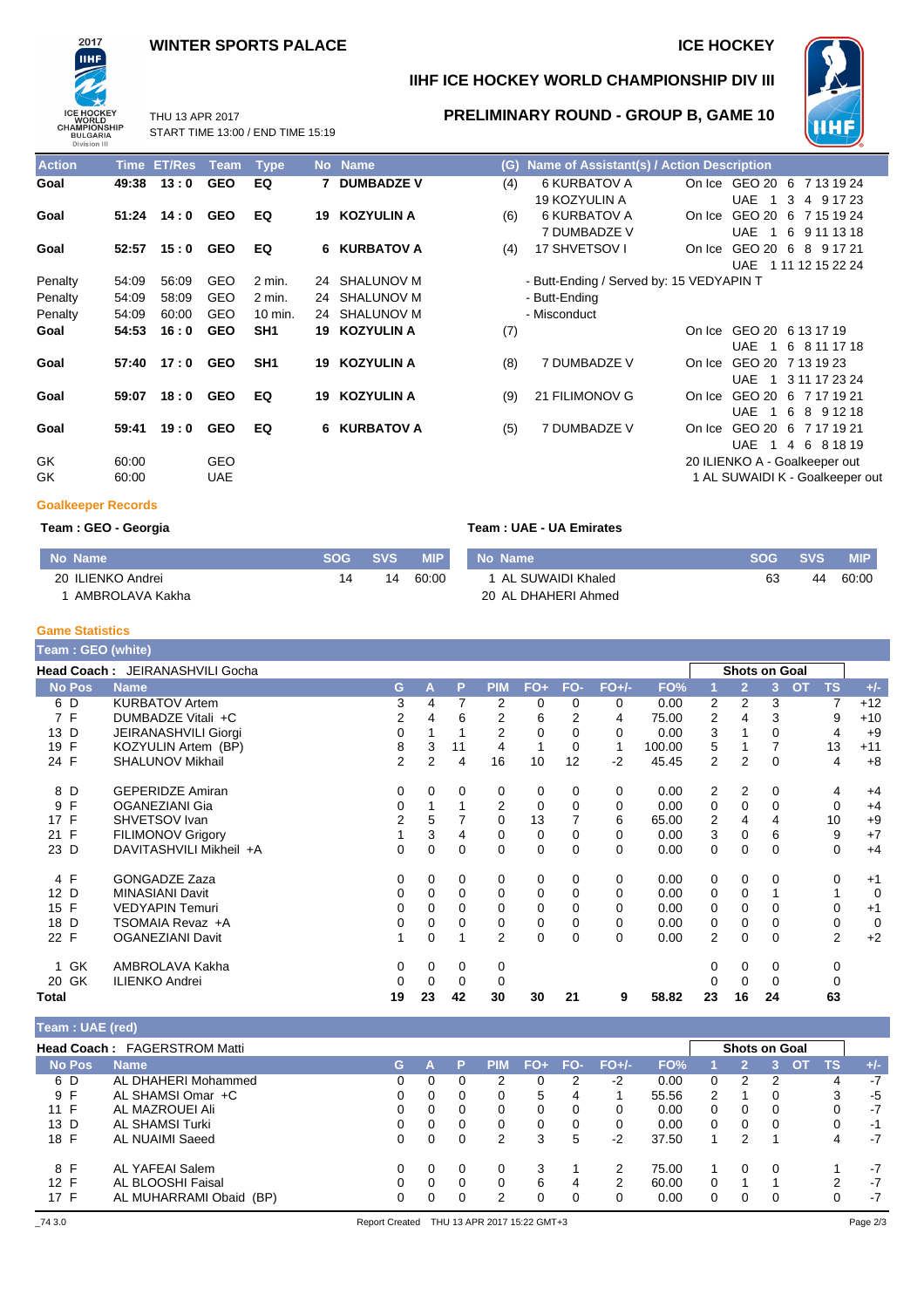# WINTER SPORTS PALACE

# ICE HOCKEY

## IIHF ICE HOCKEY WORLD CHAMPIONSHIP DIV III

THU 13 APR 2017
START TIME 13:00 / END TIME 15:19

## PRELIMINARY ROUND - GROUP B, GAME 10

| Action | Time | ET/Res | Team | Type | No | Name | (G) | Name of Assistant(s) / Action Description | | |
|---|---|---|---|---|---|---|---|---|---|---|
| **Goal** | **49:38** | **13 : 0** | **GEO** | **EQ** | **7** | **DUMBADZE V** | (4) | 6 KURBATOV A<br>19 KOZYULIN A | On Ice | GEO 20 6 7 13 19 24<br>UAE 1 3 4 9 17 23 |
| **Goal** | **51:24** | **14 : 0** | **GEO** | **EQ** | **19** | **KOZYULIN A** | (6) | 6 KURBATOV A<br>7 DUMBADZE V | On Ice | GEO 20 6 7 15 19 24<br>UAE 1 6 9 11 13 18 |
| **Goal** | **52:57** | **15 : 0** | **GEO** | **EQ** | **6** | **KURBATOV A** | (4) | 17 SHVETSOV I | On Ice | GEO 20 6 8 9 17 21<br>UAE 1 11 12 15 22 24 |
| Penalty | 54:09 | 56:09 | GEO | 2 min. | 24 | SHALUNOV M | | - Butt-Ending / Served by: 15 VEDYAPIN T | | |
| Penalty | 54:09 | 58:09 | GEO | 2 min. | 24 | SHALUNOV M | | - Butt-Ending | | |
| Penalty | 54:09 | 60:00 | GEO | 10 min. | 24 | SHALUNOV M | | - Misconduct | | |
| **Goal** | **54:53** | **16 : 0** | **GEO** | **SH1** | **19** | **KOZYULIN A** | (7) | | On Ice | GEO 20 6 13 17 19<br>UAE 1 6 8 11 17 18 |
| **Goal** | **57:40** | **17 : 0** | **GEO** | **SH1** | **19** | **KOZYULIN A** | (8) | 7 DUMBADZE V | On Ice | GEO 20 7 13 19 23<br>UAE 1 3 11 17 23 24 |
| **Goal** | **59:07** | **18 : 0** | **GEO** | **EQ** | **19** | **KOZYULIN A** | (9) | 21 FILIMONOV G | On Ice | GEO 20 6 7 17 19 21<br>UAE 1 6 8 9 12 18 |
| **Goal** | **59:41** | **19 : 0** | **GEO** | **EQ** | **6** | **KURBATOV A** | (5) | 7 DUMBADZE V | On Ice | GEO 20 6 7 17 19 21<br>UAE 1 4 6 8 18 19 |
| GK | 60:00 | | GEO | | | | | | | 20 ILIENKO A - Goalkeeper out |
| GK | 60:00 | | UAE | | | | | | | 1 AL SUWAIDI K - Goalkeeper out |

### Goalkeeper Records

**Team : GEO - Georgia**

| No | Name | SOG | SVS | MIP |
|---|---|---|---|---|
| 20 | ILIENKO Andrei | 14 | 14 | 60:00 |
| 1 | AMBROLAVA Kakha | | | |

**Team : UAE - UA Emirates**

| No | Name | SOG | SVS | MIP |
|---|---|---|---|---|
| 1 | AL SUWAIDI Khaled | 63 | 44 | 60:00 |
| 20 | AL DHAHERI Ahmed | | | |

### Game Statistics

**Team : GEO (white)**

**Head Coach :** JEIRANASHVILI Gocha

| No | Pos | Name | G | A | P | PIM | FO+ | FO- | FO+/- | FO% | 1 | 2 | 3 | OT | TS | +/- |
|---|---|---|---|---|---|---|---|---|---|---|---|---|---|---|---|---|
| 6 | D | KURBATOV Artem | 3 | 4 | 7 | 2 | 0 | 0 | 0 | 0.00 | 2 | 2 | 3 | | 7 | +12 |
| 7 | F | DUMBADZE Vitali +C | 2 | 4 | 6 | 2 | 6 | 2 | 4 | 75.00 | 2 | 4 | 3 | | 9 | +10 |
| 13 | D | JEIRANASHVILI Giorgi | 0 | 1 | 1 | 2 | 0 | 0 | 0 | 0.00 | 3 | 1 | 0 | | 4 | +9 |
| 19 | F | KOZYULIN Artem (BP) | 8 | 3 | 11 | 4 | 1 | 0 | 1 | 100.00 | 5 | 1 | 7 | | 13 | +11 |
| 24 | F | SHALUNOV Mikhail | 2 | 2 | 4 | 16 | 10 | 12 | -2 | 45.45 | 2 | 2 | 0 | | 4 | +8 |
| 8 | D | GEPERIDZE Amiran | 0 | 0 | 0 | 0 | 0 | 0 | 0 | 0.00 | 2 | 2 | 0 | | 4 | +4 |
| 9 | F | OGANEZIANI Gia | 0 | 1 | 1 | 2 | 0 | 0 | 0 | 0.00 | 0 | 0 | 0 | | 0 | +4 |
| 17 | F | SHVETSOV Ivan | 2 | 5 | 7 | 0 | 13 | 7 | 6 | 65.00 | 2 | 4 | 4 | | 10 | +9 |
| 21 | F | FILIMONOV Grigory | 1 | 3 | 4 | 0 | 0 | 0 | 0 | 0.00 | 3 | 0 | 6 | | 9 | +7 |
| 23 | D | DAVITASHVILI Mikheil +A | 0 | 0 | 0 | 0 | 0 | 0 | 0 | 0.00 | 0 | 0 | 0 | | 0 | +4 |
| 4 | F | GONGADZE Zaza | 0 | 0 | 0 | 0 | 0 | 0 | 0 | 0.00 | 0 | 0 | 0 | | 0 | +1 |
| 12 | D | MINASIANI Davit | 0 | 0 | 0 | 0 | 0 | 0 | 0 | 0.00 | 0 | 0 | 1 | | 1 | 0 |
| 15 | F | VEDYAPIN Temuri | 0 | 0 | 0 | 0 | 0 | 0 | 0 | 0.00 | 0 | 0 | 0 | | 0 | +1 |
| 18 | D | TSOMAIA Revaz +A | 0 | 0 | 0 | 0 | 0 | 0 | 0 | 0.00 | 0 | 0 | 0 | | 0 | 0 |
| 22 | F | OGANEZIANI Davit | 1 | 0 | 1 | 2 | 0 | 0 | 0 | 0.00 | 2 | 0 | 0 | | 2 | +2 |
| 1 | GK | AMBROLAVA Kakha | 0 | 0 | 0 | 0 | | | | | 0 | 0 | 0 | | 0 | |
| 20 | GK | ILIENKO Andrei | 0 | 0 | 0 | 0 | | | | | 0 | 0 | 0 | | 0 | |
| **Total** | | | **19** | **23** | **42** | **30** | **30** | **21** | **9** | **58.82** | **23** | **16** | **24** | | **63** | |

**Team : UAE (red)**

**Head Coach :** FAGERSTROM Matti

| No | Pos | Name | G | A | P | PIM | FO+ | FO- | FO+/- | FO% | 1 | 2 | 3 | OT | TS | +/- |
|---|---|---|---|---|---|---|---|---|---|---|---|---|---|---|---|---|
| 6 | D | AL DHAHERI Mohammed | 0 | 0 | 0 | 2 | 0 | 2 | -2 | 0.00 | 0 | 2 | 2 | | 4 | -7 |
| 9 | F | AL SHAMSI Omar +C | 0 | 0 | 0 | 0 | 5 | 4 | 1 | 55.56 | 2 | 1 | 0 | | 3 | -5 |
| 11 | F | AL MAZROUEI Ali | 0 | 0 | 0 | 0 | 0 | 0 | 0 | 0.00 | 0 | 0 | 0 | | 0 | -7 |
| 13 | D | AL SHAMSI Turki | 0 | 0 | 0 | 0 | 0 | 0 | 0 | 0.00 | 0 | 0 | 0 | | 0 | -1 |
| 18 | F | AL NUAIMI Saeed | 0 | 0 | 0 | 2 | 3 | 5 | -2 | 37.50 | 1 | 2 | 1 | | 4 | -7 |
| 8 | F | AL YAFEAI Salem | 0 | 0 | 0 | 0 | 3 | 1 | 2 | 75.00 | 1 | 0 | 0 | | 1 | -7 |
| 12 | F | AL BLOOSHI Faisal | 0 | 0 | 0 | 0 | 6 | 4 | 2 | 60.00 | 0 | 1 | 1 | | 2 | -7 |
| 17 | F | AL MUHARRAMI Obaid (BP) | 0 | 0 | 0 | 2 | 0 | 0 | 0 | 0.00 | 0 | 0 | 0 | | 0 | -7 |

Report Created THU 13 APR 2017 15:22 GMT+3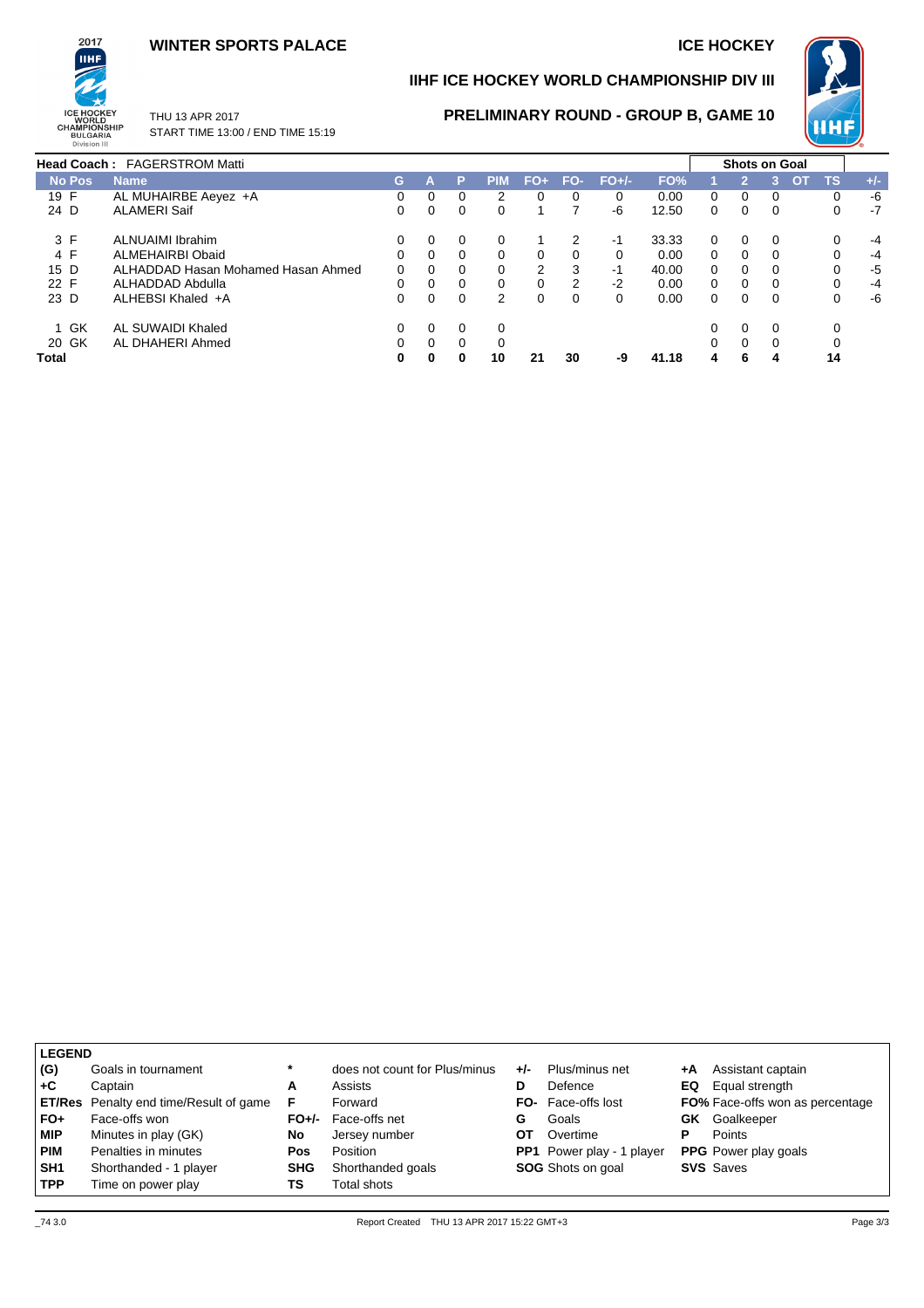**WINTER SPORTS PALACE** **ICE HOCKEY**

## IIHF ICE HOCKEY WORLD CHAMPIONSHIP DIV III

THU 13 APR 2017
START TIME 13:00 / END TIME 15:19

### PRELIMINARY ROUND - GROUP B, GAME 10

**Head Coach :** FAGERSTROM Matti

| No | Pos | Name | G | A | P | PIM | FO+ | FO- | FO+/- | FO% | Shots on Goal 1 | 2 | 3 | OT | TS | +/- |
|---|---|---|---|---|---|---|---|---|---|---|---|---|---|---|---|---|
| 19 | F | AL MUHAIRBE Aeyez +A | 0 | 0 | 0 | 2 | 0 | 0 | 0 | 0.00 | 0 | 0 | 0 | | 0 | -6 |
| 24 | D | ALAMERI Saif | 0 | 0 | 0 | 0 | 1 | 7 | -6 | 12.50 | 0 | 0 | 0 | | 0 | -7 |
| 3 | F | ALNUAIMI Ibrahim | 0 | 0 | 0 | 0 | 1 | 2 | -1 | 33.33 | 0 | 0 | 0 | | 0 | -4 |
| 4 | F | ALMEHAIRBI Obaid | 0 | 0 | 0 | 0 | 0 | 0 | 0 | 0.00 | 0 | 0 | 0 | | 0 | -4 |
| 15 | D | ALHADDAD Hasan Mohamed Hasan Ahmed | 0 | 0 | 0 | 0 | 2 | 3 | -1 | 40.00 | 0 | 0 | 0 | | 0 | -5 |
| 22 | F | ALHADDAD Abdulla | 0 | 0 | 0 | 0 | 0 | 2 | -2 | 0.00 | 0 | 0 | 0 | | 0 | -4 |
| 23 | D | ALHEBSI Khaled +A | 0 | 0 | 0 | 2 | 0 | 0 | 0 | 0.00 | 0 | 0 | 0 | | 0 | -6 |
| 1 | GK | AL SUWAIDI Khaled | 0 | 0 | 0 | 0 | | | | | 0 | 0 | 0 | | 0 | |
| 20 | GK | AL DHAHERI Ahmed | 0 | 0 | 0 | 0 | | | | | 0 | 0 | 0 | | 0 | |
| **Total** | | | **0** | **0** | **0** | **10** | **21** | **30** | **-9** | **41.18** | **4** | **6** | **4** | | **14** | |

**LEGEND**

| | | | | | | | |
|---|---|---|---|---|---|---|---|
| **(G)** | Goals in tournament | **\*** | does not count for Plus/minus | **+/-** | Plus/minus net | **+A** | Assistant captain |
| **+C** | Captain | **A** | Assists | **D** | Defence | **EQ** | Equal strength |
| **ET/Res** | Penalty end time/Result of game | **F** | Forward | **FO-** | Face-offs lost | **FO%** | Face-offs won as percentage |
| **FO+** | Face-offs won | **FO+/-** | Face-offs net | **G** | Goals | **GK** | Goalkeeper |
| **MIP** | Minutes in play (GK) | **No** | Jersey number | **OT** | Overtime | **P** | Points |
| **PIM** | Penalties in minutes | **Pos** | Position | **PP1** | Power play - 1 player | **PPG** | Power play goals |
| **SH1** | Shorthanded - 1 player | **SHG** | Shorthanded goals | **SOG** | Shots on goal | **SVS** | Saves |
| **TPP** | Time on power play | **TS** | Total shots | | | | |

_74 3.0 Report Created THU 13 APR 2017 15:22 GMT+3